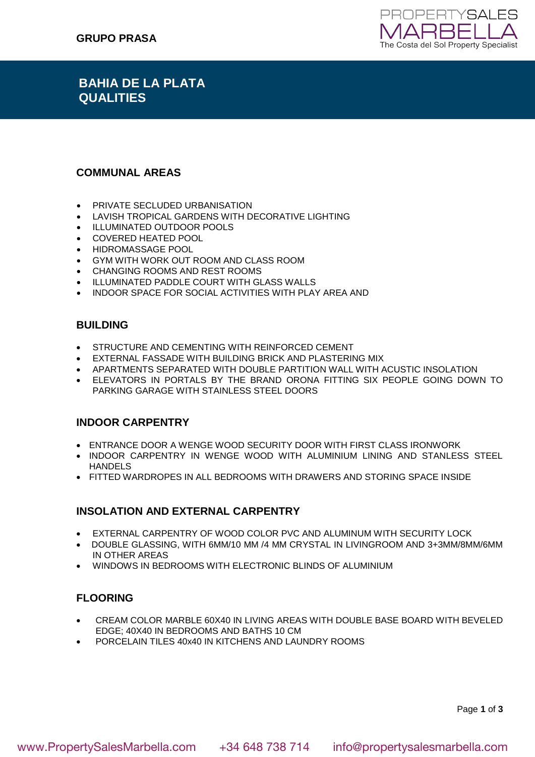GRUPO PRASA

PROPERTYSALES MARBELLA
The Costa del Sol Property Specialist

# BAHIA DE LA PLATA QUALITIES

## COMMUNAL AREAS

- PRIVATE SECLUDED URBANISATION
- LAVISH TROPICAL GARDENS WITH DECORATIVE LIGHTING
- ILLUMINATED OUTDOOR POOLS
- COVERED HEATED POOL
- HIDROMASSAGE POOL
- GYM WITH WORK OUT ROOM AND CLASS ROOM
- CHANGING ROOMS AND REST ROOMS
- ILLUMINATED PADDLE COURT WITH GLASS WALLS
- INDOOR SPACE FOR SOCIAL ACTIVITIES WITH PLAY AREA AND

## BUILDING

- STRUCTURE AND CEMENTING WITH REINFORCED CEMENT
- EXTERNAL FASSADE WITH BUILDING BRICK AND PLASTERING MIX
- APARTMENTS SEPARATED WITH DOUBLE PARTITION WALL WITH ACUSTIC INSOLATION
- ELEVATORS IN PORTALS BY THE BRAND ORONA FITTING SIX PEOPLE GOING DOWN TO PARKING GARAGE WITH STAINLESS STEEL DOORS

## INDOOR CARPENTRY

- ENTRANCE DOOR A WENGE WOOD SECURITY DOOR WITH FIRST CLASS IRONWORK
- INDOOR CARPENTRY IN WENGE WOOD WITH ALUMINIUM LINING AND STANLESS STEEL HANDELS
- FITTED WARDROPES IN ALL BEDROOMS WITH DRAWERS AND STORING SPACE INSIDE

## INSOLATION AND EXTERNAL CARPENTRY

- EXTERNAL CARPENTRY OF WOOD COLOR PVC AND ALUMINUM WITH SECURITY LOCK
- DOUBLE GLASSING, WITH 6MM/10 MM /4 MM CRYSTAL IN LIVINGROOM AND 3+3MM/8MM/6MM IN OTHER AREAS
- WINDOWS IN BEDROOMS WITH ELECTRONIC BLINDS OF ALUMINIUM

## FLOORING

- CREAM COLOR MARBLE 60X40 IN LIVING AREAS WITH DOUBLE BASE BOARD WITH BEVELED EDGE; 40X40 IN BEDROOMS AND BATHS 10 CM
- PORCELAIN TILES 40x40 IN KITCHENS AND LAUNDRY ROOMS

www.PropertySalesMarbella.com +34 648 738 714 info@propertysalesmarbella.com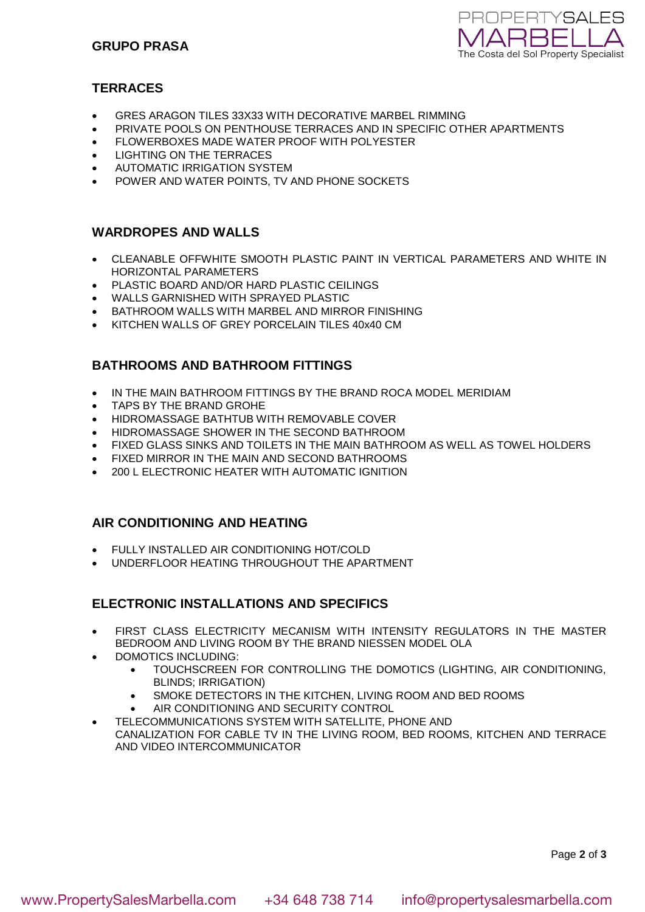## TERRACES

- GRES ARAGON TILES 33X33 WITH DECORATIVE MARBEL RIMMING
- PRIVATE POOLS ON PENTHOUSE TERRACES AND IN SPECIFIC OTHER APARTMENTS
- FLOWERBOXES MADE WATER PROOF WITH POLYESTER
- LIGHTING ON THE TERRACES
- AUTOMATIC IRRIGATION SYSTEM
- POWER AND WATER POINTS, TV AND PHONE SOCKETS

## WARDROPES AND WALLS

- CLEANABLE OFFWHITE SMOOTH PLASTIC PAINT IN VERTICAL PARAMETERS AND WHITE IN HORIZONTAL PARAMETERS
- PLASTIC BOARD AND/OR HARD PLASTIC CEILINGS
- WALLS GARNISHED WITH SPRAYED PLASTIC
- BATHROOM WALLS WITH MARBEL AND MIRROR FINISHING
- KITCHEN WALLS OF GREY PORCELAIN TILES 40x40 CM

## BATHROOMS AND BATHROOM FITTINGS

- IN THE MAIN BATHROOM FITTINGS BY THE BRAND ROCA MODEL MERIDIAM
- TAPS BY THE BRAND GROHE
- HIDROMASSAGE BATHTUB WITH REMOVABLE COVER
- HIDROMASSAGE SHOWER IN THE SECOND BATHROOM
- FIXED GLASS SINKS AND TOILETS IN THE MAIN BATHROOM AS WELL AS TOWEL HOLDERS
- FIXED MIRROR IN THE MAIN AND SECOND BATHROOMS
- 200 L ELECTRONIC HEATER WITH AUTOMATIC IGNITION

## AIR CONDITIONING AND HEATING

- FULLY INSTALLED AIR CONDITIONING HOT/COLD
- UNDERFLOOR HEATING THROUGHOUT THE APARTMENT

## ELECTRONIC INSTALLATIONS AND SPECIFICS

- FIRST CLASS ELECTRICITY MECANISM WITH INTENSITY REGULATORS IN THE MASTER BEDROOM AND LIVING ROOM BY THE BRAND NIESSEN MODEL OLA
- DOMOTICS INCLUDING:
  - TOUCHSCREEN FOR CONTROLLING THE DOMOTICS (LIGHTING, AIR CONDITIONING, BLINDS; IRRIGATION)
  - SMOKE DETECTORS IN THE KITCHEN, LIVING ROOM AND BED ROOMS
  - AIR CONDITIONING AND SECURITY CONTROL
- TELECOMMUNICATIONS SYSTEM WITH SATELLITE, PHONE AND CANALIZATION FOR CABLE TV IN THE LIVING ROOM, BED ROOMS, KITCHEN AND TERRACE AND VIDEO INTERCOMMUNICATOR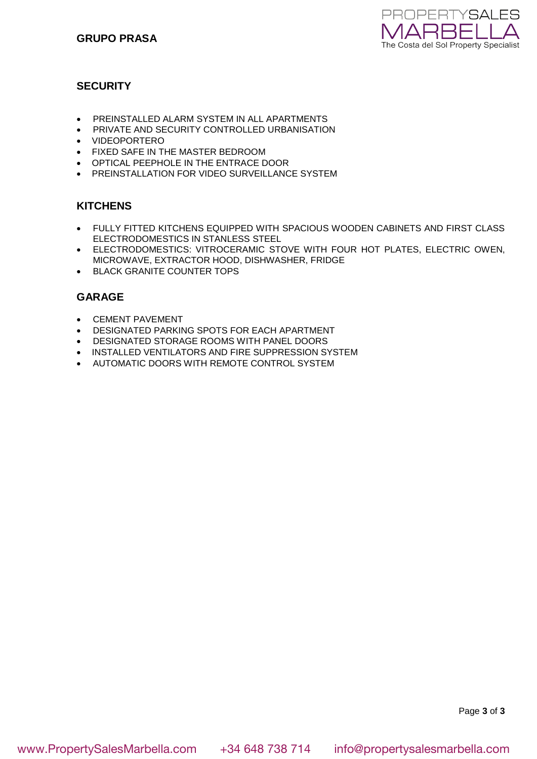## SECURITY

- PREINSTALLED ALARM SYSTEM IN ALL APARTMENTS
- PRIVATE AND SECURITY CONTROLLED URBANISATION
- VIDEOPORTERO
- FIXED SAFE IN THE MASTER BEDROOM
- OPTICAL PEEPHOLE IN THE ENTRACE DOOR
- PREINSTALLATION FOR VIDEO SURVEILLANCE SYSTEM

## KITCHENS

- FULLY FITTED KITCHENS EQUIPPED WITH SPACIOUS WOODEN CABINETS AND FIRST CLASS ELECTRODOMESTICS IN STANLESS STEEL
- ELECTRODOMESTICS: VITROCERAMIC STOVE WITH FOUR HOT PLATES, ELECTRIC OWEN, MICROWAVE, EXTRACTOR HOOD, DISHWASHER, FRIDGE
- BLACK GRANITE COUNTER TOPS

## GARAGE

- CEMENT PAVEMENT
- DESIGNATED PARKING SPOTS FOR EACH APARTMENT
- DESIGNATED STORAGE ROOMS WITH PANEL DOORS
- INSTALLED VENTILATORS AND FIRE SUPPRESSION SYSTEM
- AUTOMATIC DOORS WITH REMOTE CONTROL SYSTEM